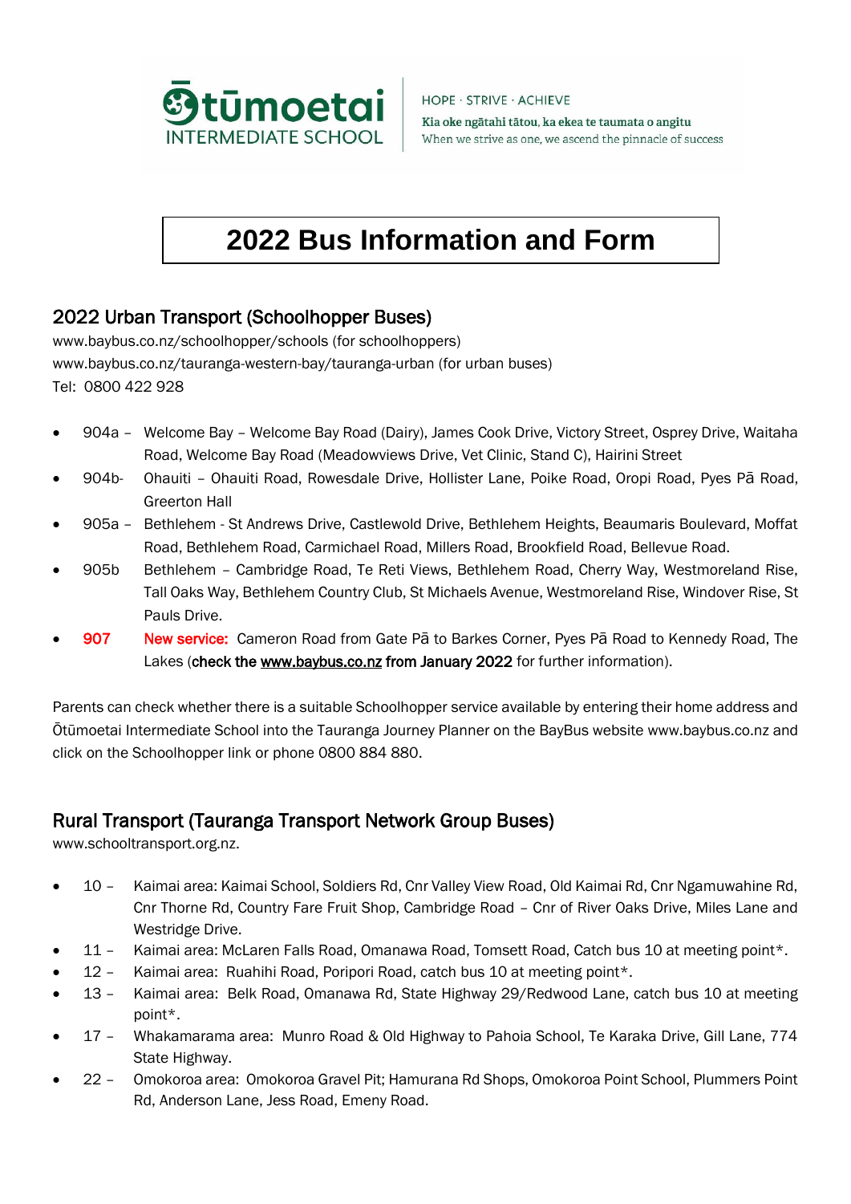**Ōtūmoetai INTERMEDIATE SCHOOL**

HOPE · STRIVE · ACHIEVE

Kia oke ngātahi tātou, ka ekea te taumata o angitu

When we strive as one, we ascend the pinnacle of success

# 2022 Bus Information and Form

## 2022 Urban Transport (Schoolhopper Buses)

www.baybus.co.nz/schoolhopper/schools (for schoolhoppers)
www.baybus.co.nz/tauranga-western-bay/tauranga-urban (for urban buses)
Tel: 0800 422 928

- 904a – Welcome Bay – Welcome Bay Road (Dairy), James Cook Drive, Victory Street, Osprey Drive, Waitaha Road, Welcome Bay Road (Meadowviews Drive, Vet Clinic, Stand C), Hairini Street
- 904b- Ohauiti – Ohauiti Road, Rowesdale Drive, Hollister Lane, Poike Road, Oropi Road, Pyes Pā Road, Greerton Hall
- 905a – Bethlehem - St Andrews Drive, Castlewold Drive, Bethlehem Heights, Beaumaris Boulevard, Moffat Road, Bethlehem Road, Carmichael Road, Millers Road, Brookfield Road, Bellevue Road.
- 905b Bethlehem – Cambridge Road, Te Reti Views, Bethlehem Road, Cherry Way, Westmoreland Rise, Tall Oaks Way, Bethlehem Country Club, St Michaels Avenue, Westmoreland Rise, Windover Rise, St Pauls Drive.
- 907 New service: Cameron Road from Gate Pā to Barkes Corner, Pyes Pā Road to Kennedy Road, The Lakes (**check the www.baybus.co.nz from January 2022** for further information).

Parents can check whether there is a suitable Schoolhopper service available by entering their home address and Ōtūmoetai Intermediate School into the Tauranga Journey Planner on the BayBus website www.baybus.co.nz and click on the Schoolhopper link or phone 0800 884 880.

## Rural Transport (Tauranga Transport Network Group Buses)

www.schooltransport.org.nz.

- 10 – Kaimai area: Kaimai School, Soldiers Rd, Cnr Valley View Road, Old Kaimai Rd, Cnr Ngamuwahine Rd, Cnr Thorne Rd, Country Fare Fruit Shop, Cambridge Road – Cnr of River Oaks Drive, Miles Lane and Westridge Drive.
- 11 – Kaimai area: McLaren Falls Road, Omanawa Road, Tomsett Road, Catch bus 10 at meeting point*.
- 12 – Kaimai area: Ruahihi Road, Poripori Road, catch bus 10 at meeting point*.
- 13 – Kaimai area: Belk Road, Omanawa Rd, State Highway 29/Redwood Lane, catch bus 10 at meeting point*.
- 17 – Whakamarama area: Munro Road & Old Highway to Pahoia School, Te Karaka Drive, Gill Lane, 774 State Highway.
- 22 – Omokoroa area: Omokoroa Gravel Pit; Hamurana Rd Shops, Omokoroa Point School, Plummers Point Rd, Anderson Lane, Jess Road, Emeny Road.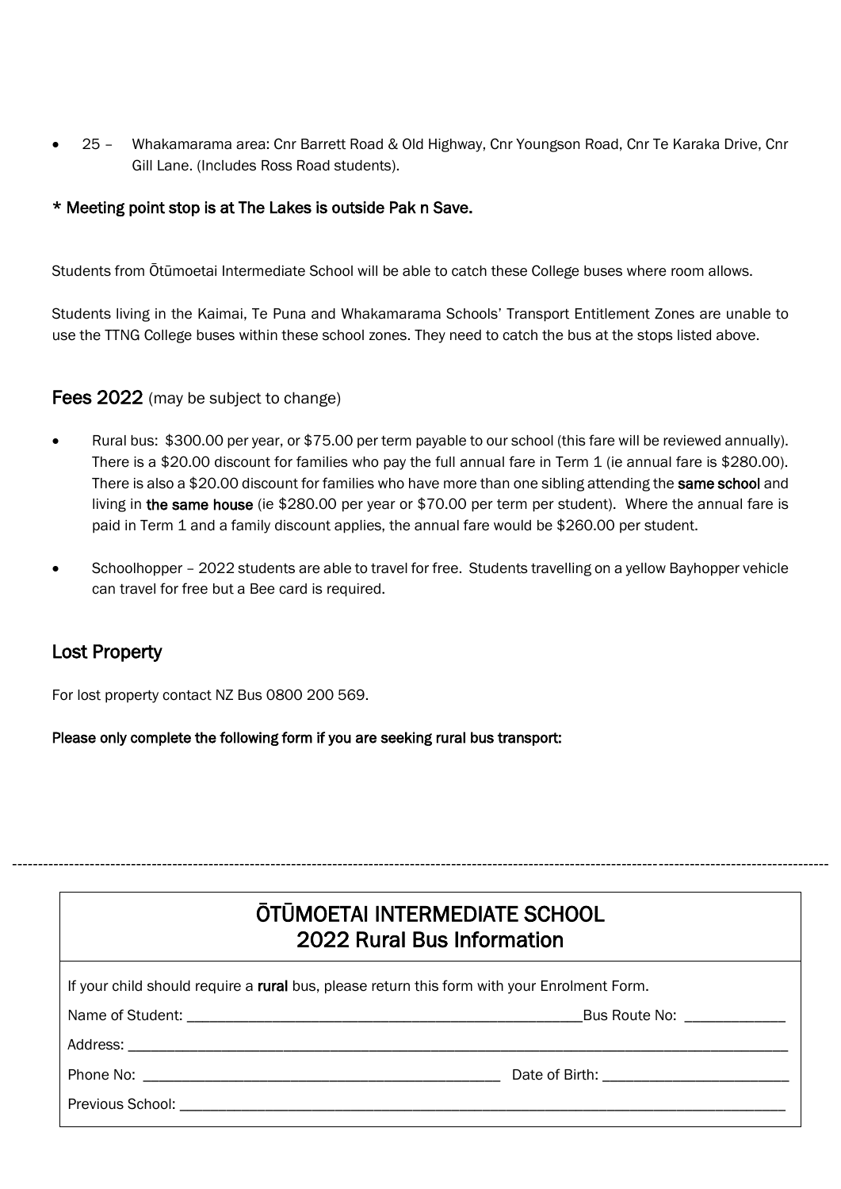- 25 – Whakamarama area: Cnr Barrett Road & Old Highway, Cnr Youngson Road, Cnr Te Karaka Drive, Cnr Gill Lane. (Includes Ross Road students).

**\* Meeting point stop is at The Lakes is outside Pak n Save.**

Students from Ōtūmoetai Intermediate School will be able to catch these College buses where room allows.

Students living in the Kaimai, Te Puna and Whakamarama Schools' Transport Entitlement Zones are unable to use the TTNG College buses within these school zones. They need to catch the bus at the stops listed above.

## Fees 2022 (may be subject to change)

- Rural bus: $300.00 per year, or $75.00 per term payable to our school (this fare will be reviewed annually). There is a $20.00 discount for families who pay the full annual fare in Term 1 (ie annual fare is $280.00). There is also a $20.00 discount for families who have more than one sibling attending the **same school** and living in **the same house** (ie $280.00 per year or $70.00 per term per student). Where the annual fare is paid in Term 1 and a family discount applies, the annual fare would be $260.00 per student.

- Schoolhopper – 2022 students are able to travel for free. Students travelling on a yellow Bayhopper vehicle can travel for free but a Bee card is required.

## Lost Property

For lost property contact NZ Bus 0800 200 569.

**Please only complete the following form if you are seeking rural bus transport:**

---

## ŌTŪMOETAI INTERMEDIATE SCHOOL
## 2022 Rural Bus Information

If your child should require a **rural** bus, please return this form with your Enrolment Form.

Name of Student: ____________________________________________ Bus Route No: ____________

Address: ______________________________________________________________________

Phone No: ______________________________________ Date of Birth: ______________________

Previous School: ________________________________________________________________